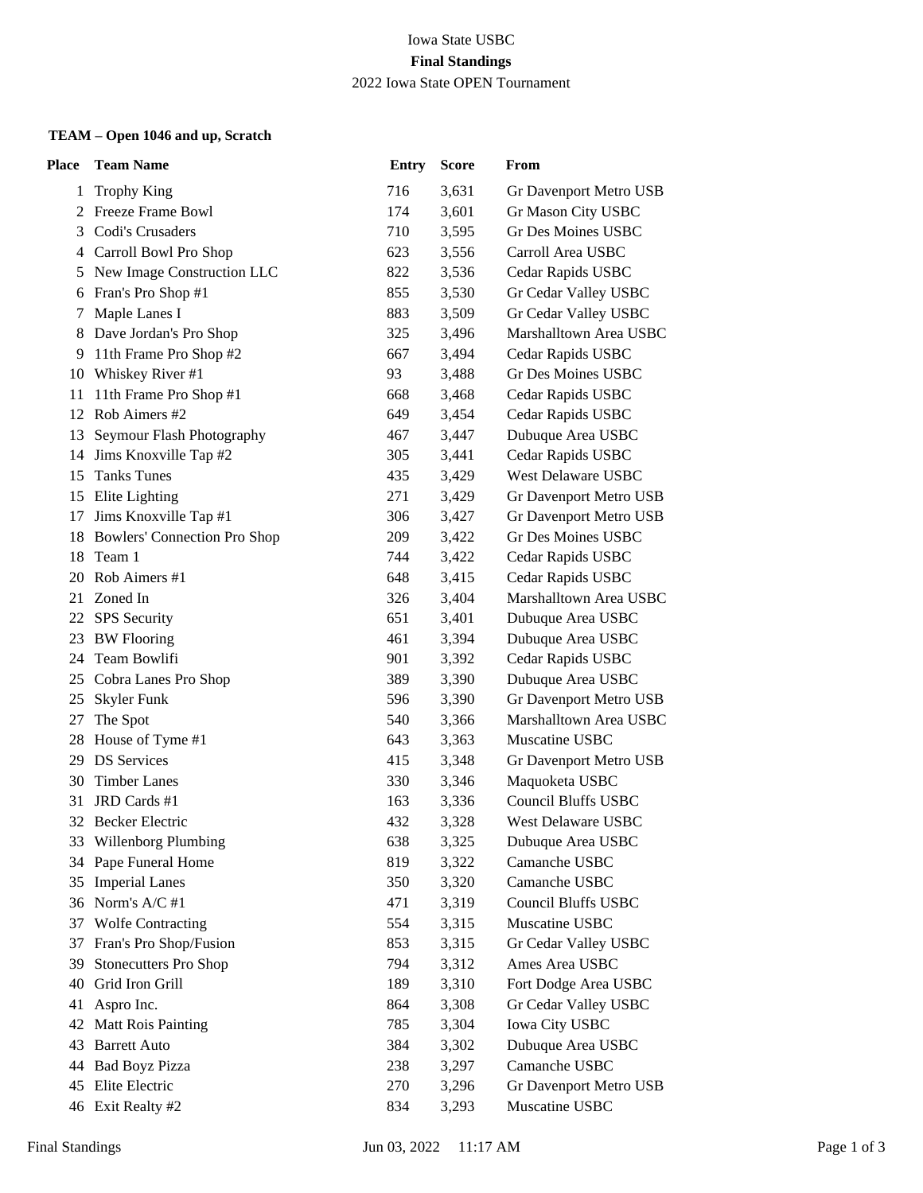Iowa State USBC

**Final Standings**

2022 Iowa State OPEN Tournament

**TEAM – Open 1046 and up, Scratch**

| Place | Team Name | Entry | Score | From |
|---|---|---|---|---|
| 1 | Trophy King | 716 | 3,631 | Gr Davenport Metro USB |
| 2 | Freeze Frame Bowl | 174 | 3,601 | Gr Mason City USBC |
| 3 | Codi's Crusaders | 710 | 3,595 | Gr Des Moines USBC |
| 4 | Carroll Bowl Pro Shop | 623 | 3,556 | Carroll Area USBC |
| 5 | New Image Construction LLC | 822 | 3,536 | Cedar Rapids USBC |
| 6 | Fran's Pro Shop #1 | 855 | 3,530 | Gr Cedar Valley USBC |
| 7 | Maple Lanes I | 883 | 3,509 | Gr Cedar Valley USBC |
| 8 | Dave Jordan's Pro Shop | 325 | 3,496 | Marshalltown Area USBC |
| 9 | 11th Frame Pro Shop #2 | 667 | 3,494 | Cedar Rapids USBC |
| 10 | Whiskey River #1 | 93 | 3,488 | Gr Des Moines USBC |
| 11 | 11th Frame Pro Shop #1 | 668 | 3,468 | Cedar Rapids USBC |
| 12 | Rob Aimers #2 | 649 | 3,454 | Cedar Rapids USBC |
| 13 | Seymour Flash Photography | 467 | 3,447 | Dubuque Area USBC |
| 14 | Jims Knoxville Tap #2 | 305 | 3,441 | Cedar Rapids USBC |
| 15 | Tanks Tunes | 435 | 3,429 | West Delaware USBC |
| 15 | Elite Lighting | 271 | 3,429 | Gr Davenport Metro USB |
| 17 | Jims Knoxville Tap #1 | 306 | 3,427 | Gr Davenport Metro USB |
| 18 | Bowlers' Connection Pro Shop | 209 | 3,422 | Gr Des Moines USBC |
| 18 | Team 1 | 744 | 3,422 | Cedar Rapids USBC |
| 20 | Rob Aimers #1 | 648 | 3,415 | Cedar Rapids USBC |
| 21 | Zoned In | 326 | 3,404 | Marshalltown Area USBC |
| 22 | SPS Security | 651 | 3,401 | Dubuque Area USBC |
| 23 | BW Flooring | 461 | 3,394 | Dubuque Area USBC |
| 24 | Team Bowlifi | 901 | 3,392 | Cedar Rapids USBC |
| 25 | Cobra Lanes Pro Shop | 389 | 3,390 | Dubuque Area USBC |
| 25 | Skyler Funk | 596 | 3,390 | Gr Davenport Metro USB |
| 27 | The Spot | 540 | 3,366 | Marshalltown Area USBC |
| 28 | House of Tyme #1 | 643 | 3,363 | Muscatine USBC |
| 29 | DS Services | 415 | 3,348 | Gr Davenport Metro USB |
| 30 | Timber Lanes | 330 | 3,346 | Maquoketa USBC |
| 31 | JRD Cards #1 | 163 | 3,336 | Council Bluffs USBC |
| 32 | Becker Electric | 432 | 3,328 | West Delaware USBC |
| 33 | Willenborg Plumbing | 638 | 3,325 | Dubuque Area USBC |
| 34 | Pape Funeral Home | 819 | 3,322 | Camanche USBC |
| 35 | Imperial Lanes | 350 | 3,320 | Camanche USBC |
| 36 | Norm's A/C #1 | 471 | 3,319 | Council Bluffs USBC |
| 37 | Wolfe Contracting | 554 | 3,315 | Muscatine USBC |
| 37 | Fran's Pro Shop/Fusion | 853 | 3,315 | Gr Cedar Valley USBC |
| 39 | Stonecutters Pro Shop | 794 | 3,312 | Ames Area USBC |
| 40 | Grid Iron Grill | 189 | 3,310 | Fort Dodge Area USBC |
| 41 | Aspro Inc. | 864 | 3,308 | Gr Cedar Valley USBC |
| 42 | Matt Rois Painting | 785 | 3,304 | Iowa City USBC |
| 43 | Barrett Auto | 384 | 3,302 | Dubuque Area USBC |
| 44 | Bad Boyz Pizza | 238 | 3,297 | Camanche USBC |
| 45 | Elite Electric | 270 | 3,296 | Gr Davenport Metro USB |
| 46 | Exit Realty #2 | 834 | 3,293 | Muscatine USBC |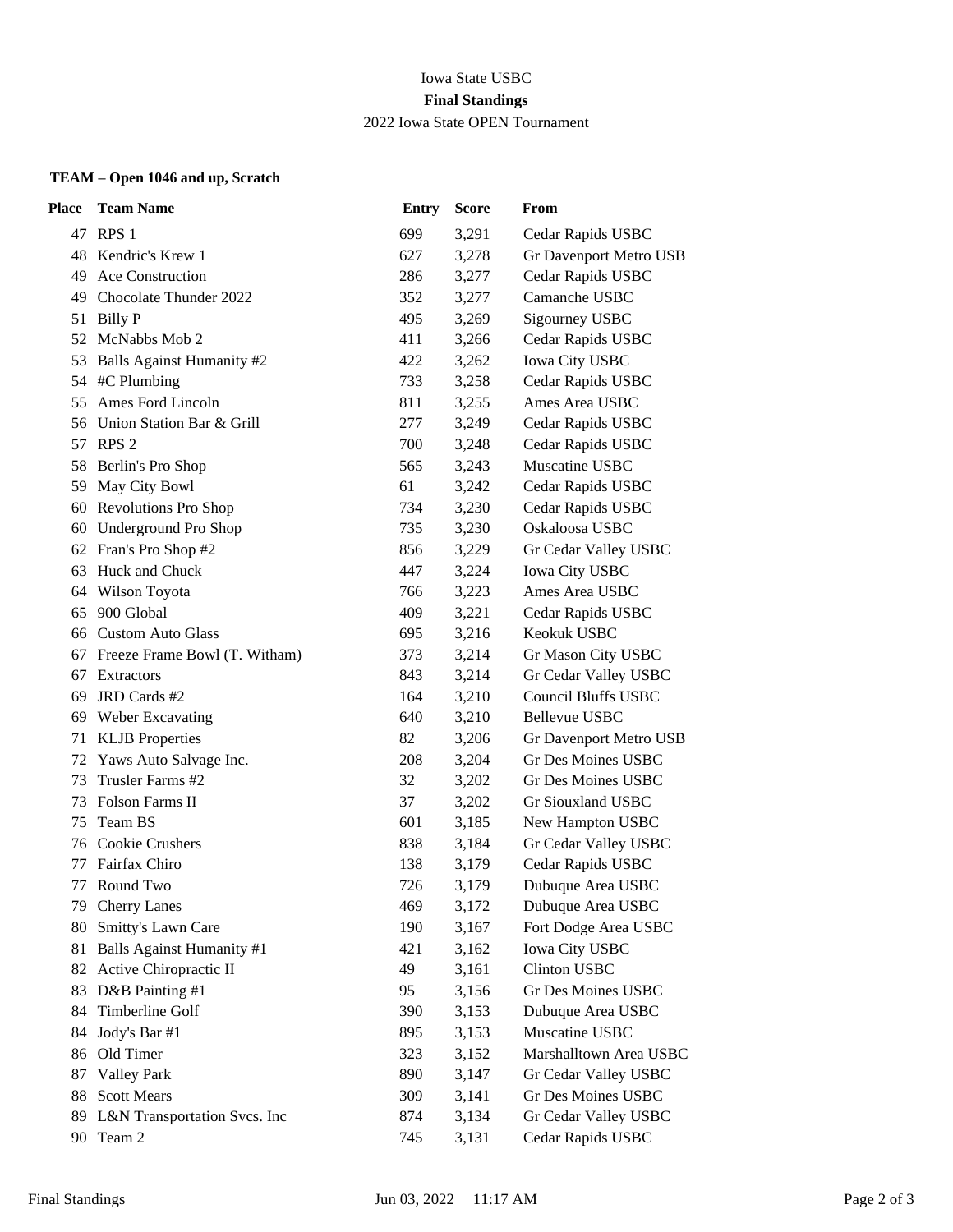Iowa State USBC

**Final Standings**

2022 Iowa State OPEN Tournament

**TEAM – Open 1046 and up, Scratch**

| Place | Team Name | Entry | Score | From |
|---|---|---|---|---|
| 47 | RPS 1 | 699 | 3,291 | Cedar Rapids USBC |
| 48 | Kendric's Krew 1 | 627 | 3,278 | Gr Davenport Metro USB |
| 49 | Ace Construction | 286 | 3,277 | Cedar Rapids USBC |
| 49 | Chocolate Thunder 2022 | 352 | 3,277 | Camanche USBC |
| 51 | Billy P | 495 | 3,269 | Sigourney USBC |
| 52 | McNabbs Mob 2 | 411 | 3,266 | Cedar Rapids USBC |
| 53 | Balls Against Humanity #2 | 422 | 3,262 | Iowa City USBC |
| 54 | #C Plumbing | 733 | 3,258 | Cedar Rapids USBC |
| 55 | Ames Ford Lincoln | 811 | 3,255 | Ames Area USBC |
| 56 | Union Station Bar & Grill | 277 | 3,249 | Cedar Rapids USBC |
| 57 | RPS 2 | 700 | 3,248 | Cedar Rapids USBC |
| 58 | Berlin's Pro Shop | 565 | 3,243 | Muscatine USBC |
| 59 | May City Bowl | 61 | 3,242 | Cedar Rapids USBC |
| 60 | Revolutions Pro Shop | 734 | 3,230 | Cedar Rapids USBC |
| 60 | Underground Pro Shop | 735 | 3,230 | Oskaloosa USBC |
| 62 | Fran's Pro Shop #2 | 856 | 3,229 | Gr Cedar Valley USBC |
| 63 | Huck and Chuck | 447 | 3,224 | Iowa City USBC |
| 64 | Wilson Toyota | 766 | 3,223 | Ames Area USBC |
| 65 | 900 Global | 409 | 3,221 | Cedar Rapids USBC |
| 66 | Custom Auto Glass | 695 | 3,216 | Keokuk USBC |
| 67 | Freeze Frame Bowl (T. Witham) | 373 | 3,214 | Gr Mason City USBC |
| 67 | Extractors | 843 | 3,214 | Gr Cedar Valley USBC |
| 69 | JRD Cards #2 | 164 | 3,210 | Council Bluffs USBC |
| 69 | Weber Excavating | 640 | 3,210 | Bellevue USBC |
| 71 | KLJB Properties | 82 | 3,206 | Gr Davenport Metro USB |
| 72 | Yaws Auto Salvage Inc. | 208 | 3,204 | Gr Des Moines USBC |
| 73 | Trusler Farms #2 | 32 | 3,202 | Gr Des Moines USBC |
| 73 | Folson Farms II | 37 | 3,202 | Gr Siouxland USBC |
| 75 | Team BS | 601 | 3,185 | New Hampton USBC |
| 76 | Cookie Crushers | 838 | 3,184 | Gr Cedar Valley USBC |
| 77 | Fairfax Chiro | 138 | 3,179 | Cedar Rapids USBC |
| 77 | Round Two | 726 | 3,179 | Dubuque Area USBC |
| 79 | Cherry Lanes | 469 | 3,172 | Dubuque Area USBC |
| 80 | Smitty's Lawn Care | 190 | 3,167 | Fort Dodge Area USBC |
| 81 | Balls Against Humanity #1 | 421 | 3,162 | Iowa City USBC |
| 82 | Active Chiropractic II | 49 | 3,161 | Clinton USBC |
| 83 | D&B Painting #1 | 95 | 3,156 | Gr Des Moines USBC |
| 84 | Timberline Golf | 390 | 3,153 | Dubuque Area USBC |
| 84 | Jody's Bar #1 | 895 | 3,153 | Muscatine USBC |
| 86 | Old Timer | 323 | 3,152 | Marshalltown Area USBC |
| 87 | Valley Park | 890 | 3,147 | Gr Cedar Valley USBC |
| 88 | Scott Mears | 309 | 3,141 | Gr Des Moines USBC |
| 89 | L&N Transportation Svcs. Inc | 874 | 3,134 | Gr Cedar Valley USBC |
| 90 | Team 2 | 745 | 3,131 | Cedar Rapids USBC |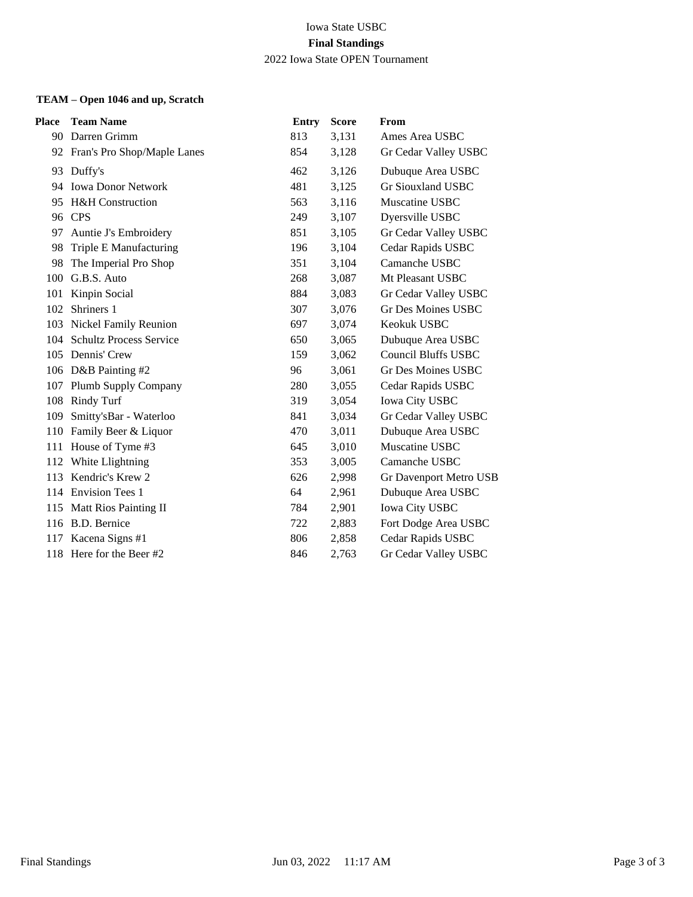Iowa State USBC

**Final Standings**

2022 Iowa State OPEN Tournament

**TEAM – Open 1046 and up, Scratch**

| Place | Team Name | Entry | Score | From |
|---|---|---|---|---|
| 90 | Darren Grimm | 813 | 3,131 | Ames Area USBC |
| 92 | Fran's Pro Shop/Maple Lanes | 854 | 3,128 | Gr Cedar Valley USBC |
| 93 | Duffy's | 462 | 3,126 | Dubuque Area USBC |
| 94 | Iowa Donor Network | 481 | 3,125 | Gr Siouxland USBC |
| 95 | H&H Construction | 563 | 3,116 | Muscatine USBC |
| 96 | CPS | 249 | 3,107 | Dyersville USBC |
| 97 | Auntie J's Embroidery | 851 | 3,105 | Gr Cedar Valley USBC |
| 98 | Triple E Manufacturing | 196 | 3,104 | Cedar Rapids USBC |
| 98 | The Imperial Pro Shop | 351 | 3,104 | Camanche USBC |
| 100 | G.B.S. Auto | 268 | 3,087 | Mt Pleasant USBC |
| 101 | Kinpin Social | 884 | 3,083 | Gr Cedar Valley USBC |
| 102 | Shriners 1 | 307 | 3,076 | Gr Des Moines USBC |
| 103 | Nickel Family Reunion | 697 | 3,074 | Keokuk USBC |
| 104 | Schultz Process Service | 650 | 3,065 | Dubuque Area USBC |
| 105 | Dennis' Crew | 159 | 3,062 | Council Bluffs USBC |
| 106 | D&B Painting #2 | 96 | 3,061 | Gr Des Moines USBC |
| 107 | Plumb Supply Company | 280 | 3,055 | Cedar Rapids USBC |
| 108 | Rindy Turf | 319 | 3,054 | Iowa City USBC |
| 109 | Smitty'sBar - Waterloo | 841 | 3,034 | Gr Cedar Valley USBC |
| 110 | Family Beer & Liquor | 470 | 3,011 | Dubuque Area USBC |
| 111 | House of Tyme #3 | 645 | 3,010 | Muscatine USBC |
| 112 | White Llightning | 353 | 3,005 | Camanche USBC |
| 113 | Kendric's Krew 2 | 626 | 2,998 | Gr Davenport Metro USB |
| 114 | Envision Tees 1 | 64 | 2,961 | Dubuque Area USBC |
| 115 | Matt Rios Painting II | 784 | 2,901 | Iowa City USBC |
| 116 | B.D. Bernice | 722 | 2,883 | Fort Dodge Area USBC |
| 117 | Kacena Signs #1 | 806 | 2,858 | Cedar Rapids USBC |
| 118 | Here for the Beer #2 | 846 | 2,763 | Gr Cedar Valley USBC |